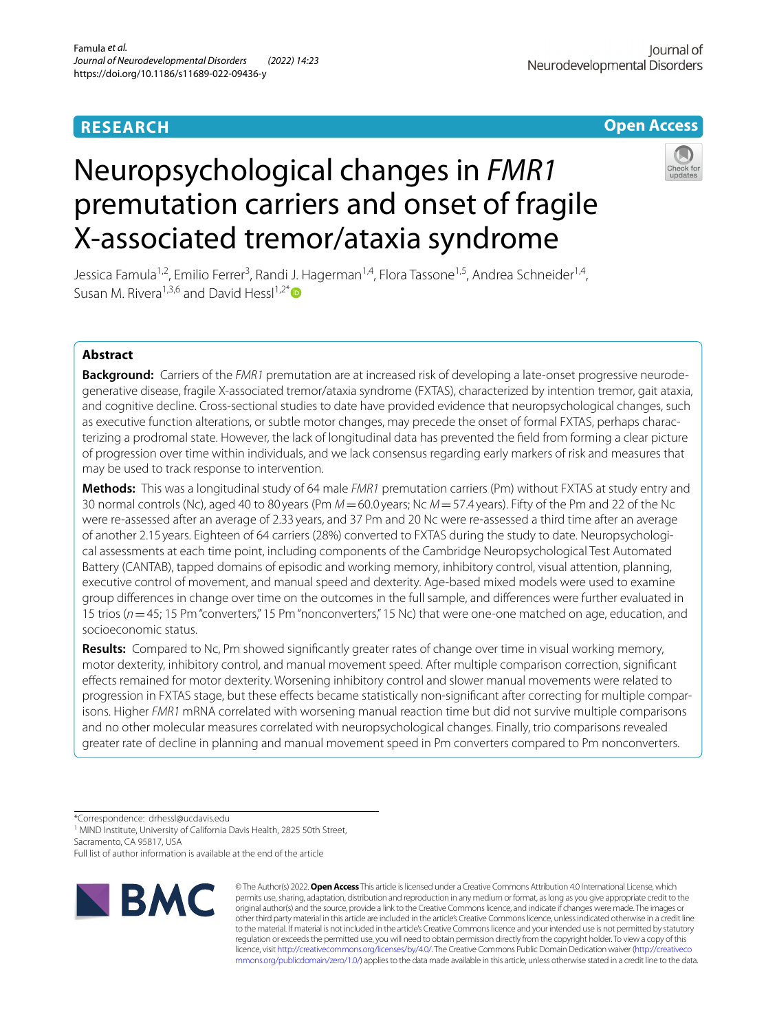RESEARCH

Open Access

# Neuropsychological changes in *FMR1* premutation carriers and onset of fragile X-associated tremor/ataxia syndrome

Jessica Famula[1,2], Emilio Ferrer[3], Randi J. Hagerman[1,4], Flora Tassone[1,5], Andrea Schneider[1,4], Susan M. Rivera[1,3,6] and David Hessl[1,2*]

## Abstract

**Background:** Carriers of the *FMR1* premutation are at increased risk of developing a late-onset progressive neurodegenerative disease, fragile X-associated tremor/ataxia syndrome (FXTAS), characterized by intention tremor, gait ataxia, and cognitive decline. Cross-sectional studies to date have provided evidence that neuropsychological changes, such as executive function alterations, or subtle motor changes, may precede the onset of formal FXTAS, perhaps characterizing a prodromal state. However, the lack of longitudinal data has prevented the field from forming a clear picture of progression over time within individuals, and we lack consensus regarding early markers of risk and measures that may be used to track response to intervention.

**Methods:** This was a longitudinal study of 64 male *FMR1* premutation carriers (Pm) without FXTAS at study entry and 30 normal controls (Nc), aged 40 to 80 years (Pm $M = 60.0$ years; Nc $M = 57.4$ years). Fifty of the Pm and 22 of the Nc were re-assessed after an average of 2.33 years, and 37 Pm and 20 Nc were re-assessed a third time after an average of another 2.15 years. Eighteen of 64 carriers (28%) converted to FXTAS during the study to date. Neuropsychological assessments at each time point, including components of the Cambridge Neuropsychological Test Automated Battery (CANTAB), tapped domains of episodic and working memory, inhibitory control, visual attention, planning, executive control of movement, and manual speed and dexterity. Age-based mixed models were used to examine group differences in change over time on the outcomes in the full sample, and differences were further evaluated in 15 trios ($n = 45$; 15 Pm "converters," 15 Pm "nonconverters," 15 Nc) that were one-one matched on age, education, and socioeconomic status.

**Results:** Compared to Nc, Pm showed significantly greater rates of change over time in visual working memory, motor dexterity, inhibitory control, and manual movement speed. After multiple comparison correction, significant effects remained for motor dexterity. Worsening inhibitory control and slower manual movements were related to progression in FXTAS stage, but these effects became statistically non-significant after correcting for multiple comparisons. Higher *FMR1* mRNA correlated with worsening manual reaction time but did not survive multiple comparisons and no other molecular measures correlated with neuropsychological changes. Finally, trio comparisons revealed greater rate of decline in planning and manual movement speed in Pm converters compared to Pm nonconverters.

*Correspondence: drhessl@ucdavis.edu
[1] MIND Institute, University of California Davis Health, 2825 50th Street, Sacramento, CA 95817, USA
Full list of author information is available at the end of the article

© The Author(s) 2022. **Open Access** This article is licensed under a Creative Commons Attribution 4.0 International License, which permits use, sharing, adaptation, distribution and reproduction in any medium or format, as long as you give appropriate credit to the original author(s) and the source, provide a link to the Creative Commons licence, and indicate if changes were made. The images or other third party material in this article are included in the article's Creative Commons licence, unless indicated otherwise in a credit line to the material. If material is not included in the article's Creative Commons licence and your intended use is not permitted by statutory regulation or exceeds the permitted use, you will need to obtain permission directly from the copyright holder. To view a copy of this licence, visit http://creativecommons.org/licenses/by/4.0/. The Creative Commons Public Domain Dedication waiver (http://creativecommons.org/publicdomain/zero/1.0/) applies to the data made available in this article, unless otherwise stated in a credit line to the data.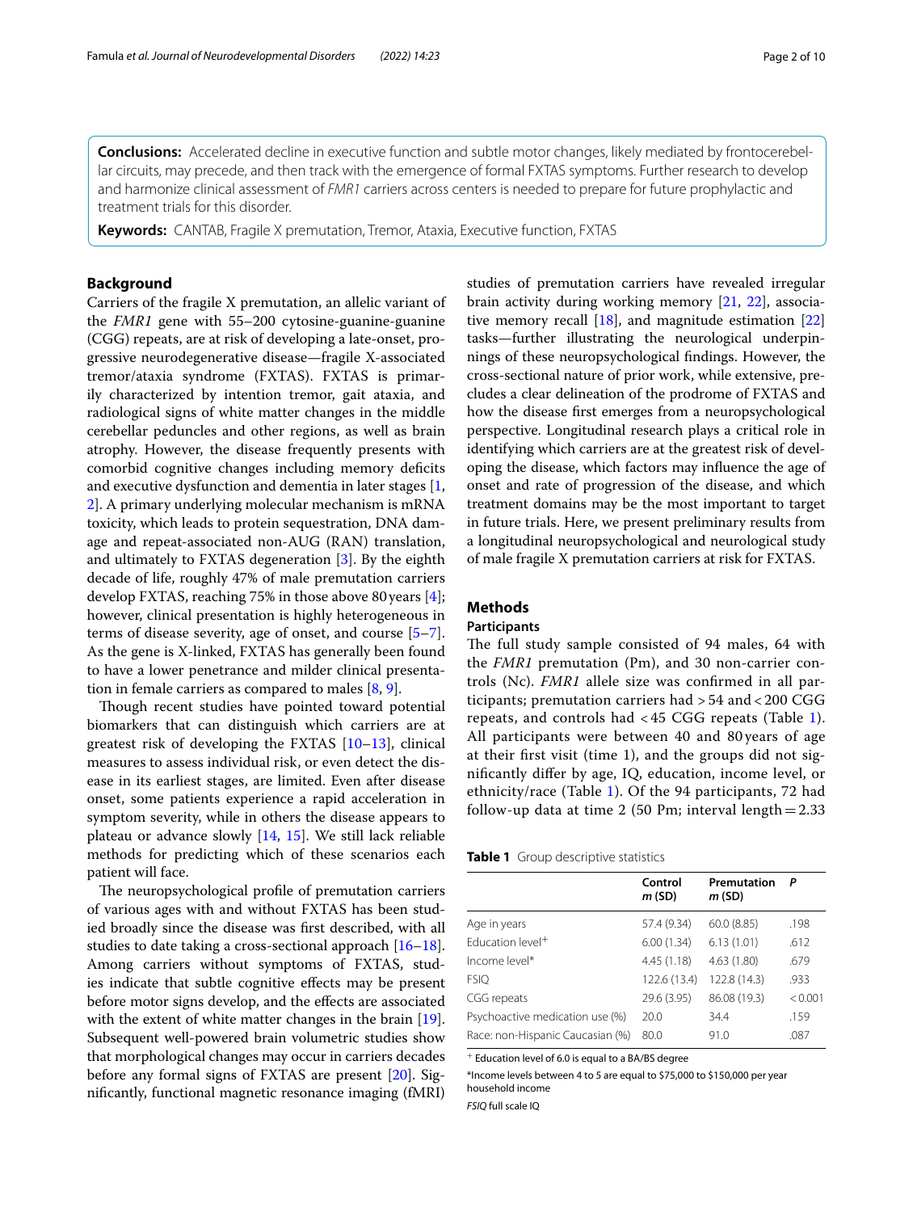**Conclusions:** Accelerated decline in executive function and subtle motor changes, likely mediated by frontocerebellar circuits, may precede, and then track with the emergence of formal FXTAS symptoms. Further research to develop and harmonize clinical assessment of *FMR1* carriers across centers is needed to prepare for future prophylactic and treatment trials for this disorder.

**Keywords:** CANTAB, Fragile X premutation, Tremor, Ataxia, Executive function, FXTAS

## Background

Carriers of the fragile X premutation, an allelic variant of the *FMR1* gene with 55–200 cytosine-guanine-guanine (CGG) repeats, are at risk of developing a late-onset, progressive neurodegenerative disease—fragile X-associated tremor/ataxia syndrome (FXTAS). FXTAS is primarily characterized by intention tremor, gait ataxia, and radiological signs of white matter changes in the middle cerebellar peduncles and other regions, as well as brain atrophy. However, the disease frequently presents with comorbid cognitive changes including memory deficits and executive dysfunction and dementia in later stages [1, 2]. A primary underlying molecular mechanism is mRNA toxicity, which leads to protein sequestration, DNA damage and repeat-associated non-AUG (RAN) translation, and ultimately to FXTAS degeneration [3]. By the eighth decade of life, roughly 47% of male premutation carriers develop FXTAS, reaching 75% in those above 80 years [4]; however, clinical presentation is highly heterogeneous in terms of disease severity, age of onset, and course [5–7]. As the gene is X-linked, FXTAS has generally been found to have a lower penetrance and milder clinical presentation in female carriers as compared to males [8, 9].

Though recent studies have pointed toward potential biomarkers that can distinguish which carriers are at greatest risk of developing the FXTAS [10–13], clinical measures to assess individual risk, or even detect the disease in its earliest stages, are limited. Even after disease onset, some patients experience a rapid acceleration in symptom severity, while in others the disease appears to plateau or advance slowly [14, 15]. We still lack reliable methods for predicting which of these scenarios each patient will face.

The neuropsychological profile of premutation carriers of various ages with and without FXTAS has been studied broadly since the disease was first described, with all studies to date taking a cross-sectional approach [16–18]. Among carriers without symptoms of FXTAS, studies indicate that subtle cognitive effects may be present before motor signs develop, and the effects are associated with the extent of white matter changes in the brain [19]. Subsequent well-powered brain volumetric studies show that morphological changes may occur in carriers decades before any formal signs of FXTAS are present [20]. Significantly, functional magnetic resonance imaging (fMRI) studies of premutation carriers have revealed irregular brain activity during working memory [21, 22], associative memory recall [18], and magnitude estimation [22] tasks—further illustrating the neurological underpinnings of these neuropsychological findings. However, the cross-sectional nature of prior work, while extensive, precludes a clear delineation of the prodrome of FXTAS and how the disease first emerges from a neuropsychological perspective. Longitudinal research plays a critical role in identifying which carriers are at the greatest risk of developing the disease, which factors may influence the age of onset and rate of progression of the disease, and which treatment domains may be the most important to target in future trials. Here, we present preliminary results from a longitudinal neuropsychological and neurological study of male fragile X premutation carriers at risk for FXTAS.

## Methods

### Participants

The full study sample consisted of 94 males, 64 with the *FMR1* premutation (Pm), and 30 non-carrier controls (Nc). *FMR1* allele size was confirmed in all participants; premutation carriers had > 54 and < 200 CGG repeats, and controls had < 45 CGG repeats (Table 1). All participants were between 40 and 80 years of age at their first visit (time 1), and the groups did not significantly differ by age, IQ, education, income level, or ethnicity/race (Table 1). Of the 94 participants, 72 had follow-up data at time 2 (50 Pm; interval length = 2.33

**Table 1** Group descriptive statistics

| | Control *m* (SD) | Premutation *m* (SD) | *P* |
|---|---|---|---|
| Age in years | 57.4 (9.34) | 60.0 (8.85) | .198 |
| Education level+ | 6.00 (1.34) | 6.13 (1.01) | .612 |
| Income level* | 4.45 (1.18) | 4.63 (1.80) | .679 |
| FSIQ | 122.6 (13.4) | 122.8 (14.3) | .933 |
| CGG repeats | 29.6 (3.95) | 86.08 (19.3) | < 0.001 |
| Psychoactive medication use (%) | 20.0 | 34.4 | .159 |
| Race: non-Hispanic Caucasian (%) | 80.0 | 91.0 | .087 |

+ Education level of 6.0 is equal to a BA/BS degree

*Income levels between 4 to 5 are equal to $75,000 to $150,000 per year household income

*FSIQ* full scale IQ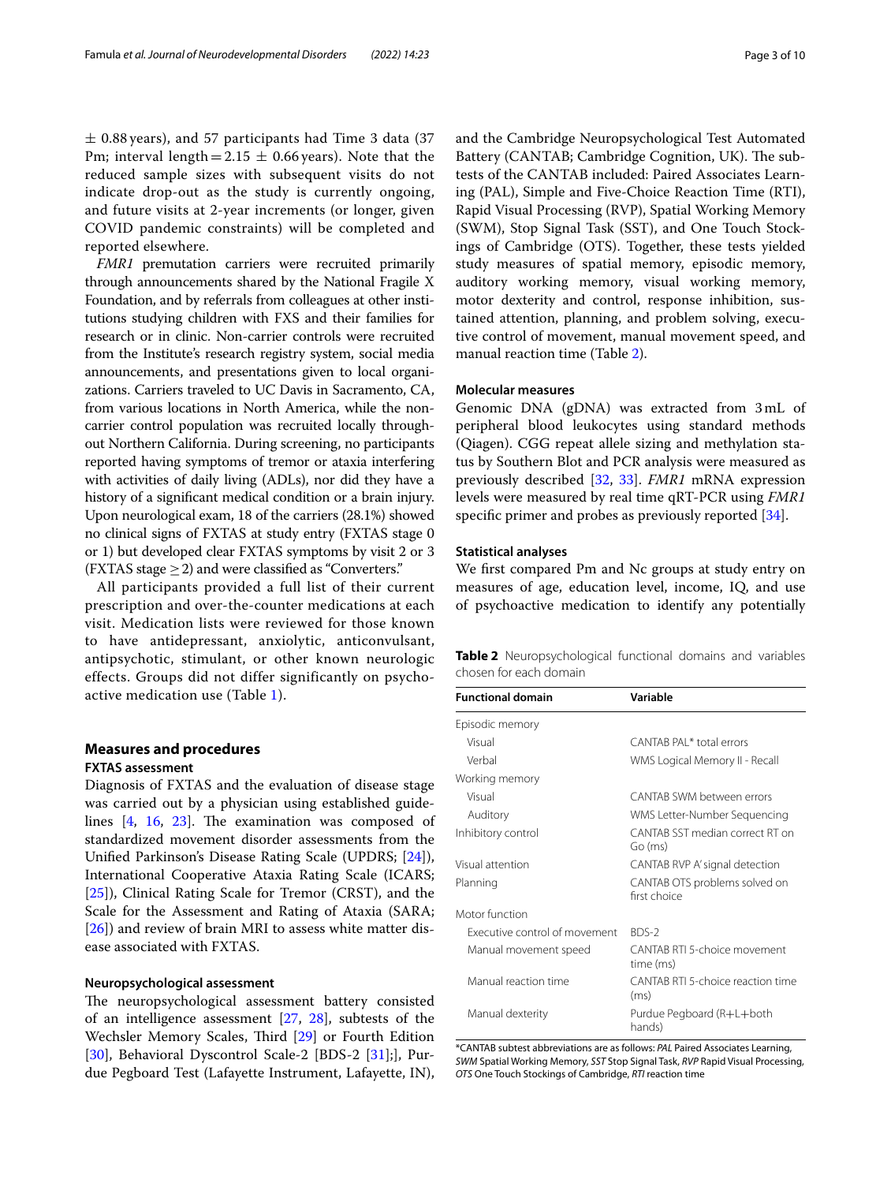± 0.88 years), and 57 participants had Time 3 data (37 Pm; interval length = 2.15 ± 0.66 years). Note that the reduced sample sizes with subsequent visits do not indicate drop-out as the study is currently ongoing, and future visits at 2-year increments (or longer, given COVID pandemic constraints) will be completed and reported elsewhere.

*FMR1* premutation carriers were recruited primarily through announcements shared by the National Fragile X Foundation, and by referrals from colleagues at other institutions studying children with FXS and their families for research or in clinic. Non-carrier controls were recruited from the Institute's research registry system, social media announcements, and presentations given to local organizations. Carriers traveled to UC Davis in Sacramento, CA, from various locations in North America, while the non-carrier control population was recruited locally throughout Northern California. During screening, no participants reported having symptoms of tremor or ataxia interfering with activities of daily living (ADLs), nor did they have a history of a significant medical condition or a brain injury. Upon neurological exam, 18 of the carriers (28.1%) showed no clinical signs of FXTAS at study entry (FXTAS stage 0 or 1) but developed clear FXTAS symptoms by visit 2 or 3 (FXTAS stage ≥ 2) and were classified as "Converters."

All participants provided a full list of their current prescription and over-the-counter medications at each visit. Medication lists were reviewed for those known to have antidepressant, anxiolytic, anticonvulsant, antipsychotic, stimulant, or other known neurologic effects. Groups did not differ significantly on psychoactive medication use (Table 1).

## Measures and procedures

### FXTAS assessment

Diagnosis of FXTAS and the evaluation of disease stage was carried out by a physician using established guidelines [4, 16, 23]. The examination was composed of standardized movement disorder assessments from the Unified Parkinson's Disease Rating Scale (UPDRS; [24]), International Cooperative Ataxia Rating Scale (ICARS; [25]), Clinical Rating Scale for Tremor (CRST), and the Scale for the Assessment and Rating of Ataxia (SARA; [26]) and review of brain MRI to assess white matter disease associated with FXTAS.

### Neuropsychological assessment

The neuropsychological assessment battery consisted of an intelligence assessment [27, 28], subtests of the Wechsler Memory Scales, Third [29] or Fourth Edition [30], Behavioral Dyscontrol Scale-2 [BDS-2 [31];], Purdue Pegboard Test (Lafayette Instrument, Lafayette, IN), and the Cambridge Neuropsychological Test Automated Battery (CANTAB; Cambridge Cognition, UK). The subtests of the CANTAB included: Paired Associates Learning (PAL), Simple and Five-Choice Reaction Time (RTI), Rapid Visual Processing (RVP), Spatial Working Memory (SWM), Stop Signal Task (SST), and One Touch Stockings of Cambridge (OTS). Together, these tests yielded study measures of spatial memory, episodic memory, auditory working memory, visual working memory, motor dexterity and control, response inhibition, sustained attention, planning, and problem solving, executive control of movement, manual movement speed, and manual reaction time (Table 2).

### Molecular measures

Genomic DNA (gDNA) was extracted from 3 mL of peripheral blood leukocytes using standard methods (Qiagen). CGG repeat allele sizing and methylation status by Southern Blot and PCR analysis were measured as previously described [32, 33]. *FMR1* mRNA expression levels were measured by real time qRT-PCR using *FMR1* specific primer and probes as previously reported [34].

### Statistical analyses

We first compared Pm and Nc groups at study entry on measures of age, education level, income, IQ, and use of psychoactive medication to identify any potentially

**Table 2** Neuropsychological functional domains and variables chosen for each domain

| Functional domain | Variable |
|---|---|
| Episodic memory | |
| Visual | CANTAB PAL* total errors |
| Verbal | WMS Logical Memory II - Recall |
| Working memory | |
| Visual | CANTAB SWM between errors |
| Auditory | WMS Letter-Number Sequencing |
| Inhibitory control | CANTAB SST median correct RT on Go (ms) |
| Visual attention | CANTAB RVP A' signal detection |
| Planning | CANTAB OTS problems solved on first choice |
| Motor function | |
| Executive control of movement | BDS-2 |
| Manual movement speed | CANTAB RTI 5-choice movement time (ms) |
| Manual reaction time | CANTAB RTI 5-choice reaction time (ms) |
| Manual dexterity | Purdue Pegboard (R+L+both hands) |

*CANTAB subtest abbreviations are as follows: *PAL* Paired Associates Learning, *SWM* Spatial Working Memory, *SST* Stop Signal Task, *RVP* Rapid Visual Processing, *OTS* One Touch Stockings of Cambridge, *RTI* reaction time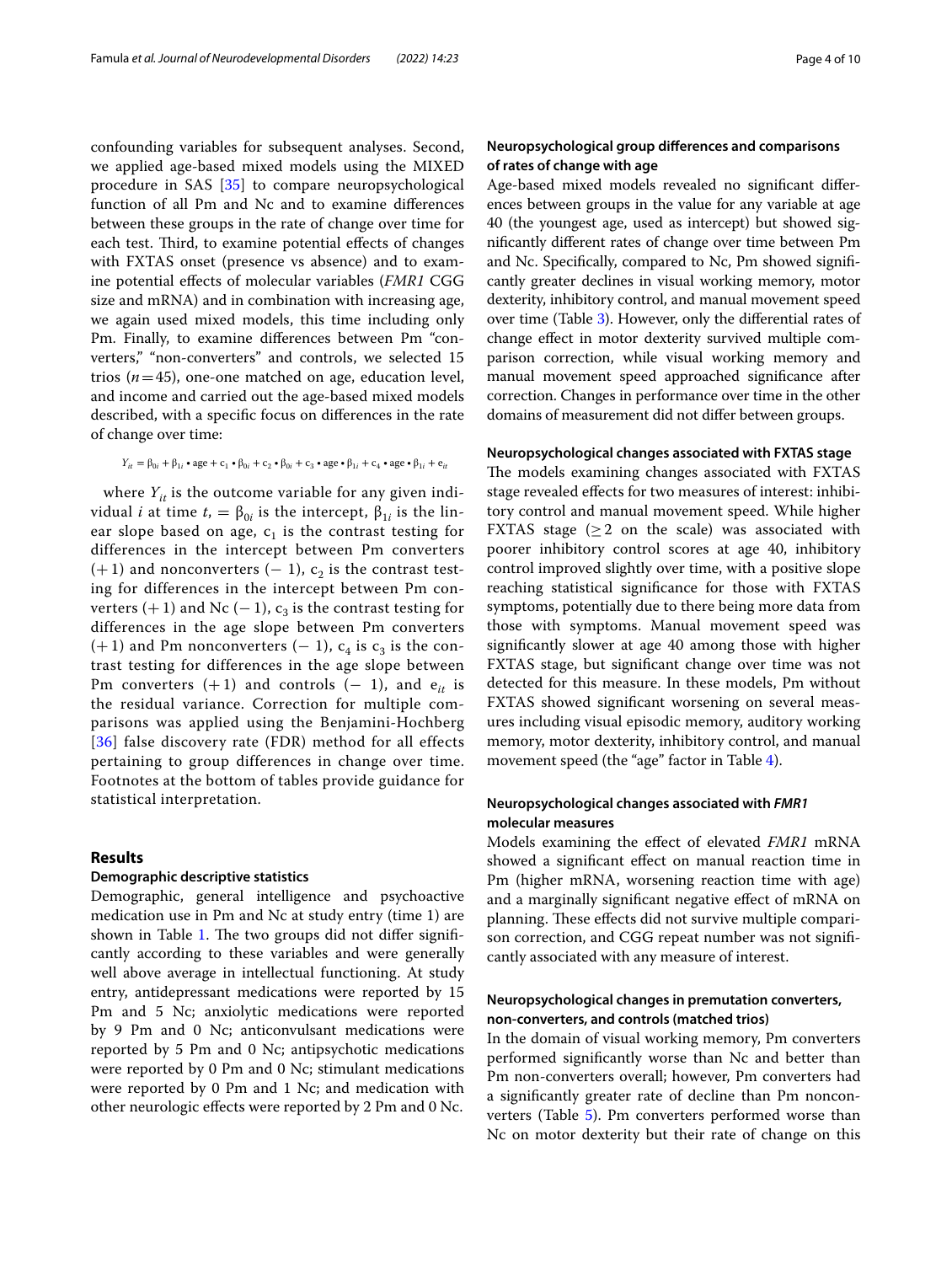confounding variables for subsequent analyses. Second, we applied age-based mixed models using the MIXED procedure in SAS [35] to compare neuropsychological function of all Pm and Nc and to examine differences between these groups in the rate of change over time for each test. Third, to examine potential effects of changes with FXTAS onset (presence vs absence) and to examine potential effects of molecular variables (*FMR1* CGG size and mRNA) and in combination with increasing age, we again used mixed models, this time including only Pm. Finally, to examine differences between Pm "converters," "non-converters" and controls, we selected 15 trios ($n=45$), one-one matched on age, education level, and income and carried out the age-based mixed models described, with a specific focus on differences in the rate of change over time:

$$Y_{it} = \beta_{0i} + \beta_{1i} \bullet \text{age} + c_1 \bullet \beta_{0i} + c_2 \bullet \beta_{0i} + c_3 \bullet \text{age} \bullet \beta_{1i} + c_4 \bullet \text{age} \bullet \beta_{1i} + e_{it}$$

where $Y_{it}$ is the outcome variable for any given individual $i$ at time $t$, $= \beta_{0i}$ is the intercept, $\beta_{1i}$ is the linear slope based on age, $c_1$ is the contrast testing for differences in the intercept between Pm converters $(+1)$ and nonconverters $(-1)$, $c_2$ is the contrast testing for differences in the intercept between Pm converters $(+1)$ and Nc $(-1)$, $c_3$ is the contrast testing for differences in the age slope between Pm converters $(+1)$ and Pm nonconverters $(-1)$, $c_4$ is $c_3$ is the contrast testing for differences in the age slope between Pm converters $(+1)$ and controls $(-1)$, and $e_{it}$ is the residual variance. Correction for multiple comparisons was applied using the Benjamini-Hochberg [36] false discovery rate (FDR) method for all effects pertaining to group differences in change over time. Footnotes at the bottom of tables provide guidance for statistical interpretation.

## Results

### Demographic descriptive statistics

Demographic, general intelligence and psychoactive medication use in Pm and Nc at study entry (time 1) are shown in Table 1. The two groups did not differ significantly according to these variables and were generally well above average in intellectual functioning. At study entry, antidepressant medications were reported by 15 Pm and 5 Nc; anxiolytic medications were reported by 9 Pm and 0 Nc; anticonvulsant medications were reported by 5 Pm and 0 Nc; antipsychotic medications were reported by 0 Pm and 0 Nc; stimulant medications were reported by 0 Pm and 1 Nc; and medication with other neurologic effects were reported by 2 Pm and 0 Nc.

### Neuropsychological group differences and comparisons of rates of change with age

Age-based mixed models revealed no significant differences between groups in the value for any variable at age 40 (the youngest age, used as intercept) but showed significantly different rates of change over time between Pm and Nc. Specifically, compared to Nc, Pm showed significantly greater declines in visual working memory, motor dexterity, inhibitory control, and manual movement speed over time (Table 3). However, only the differential rates of change effect in motor dexterity survived multiple comparison correction, while visual working memory and manual movement speed approached significance after correction. Changes in performance over time in the other domains of measurement did not differ between groups.

### Neuropsychological changes associated with FXTAS stage

The models examining changes associated with FXTAS stage revealed effects for two measures of interest: inhibitory control and manual movement speed. While higher FXTAS stage ($\geq 2$ on the scale) was associated with poorer inhibitory control scores at age 40, inhibitory control improved slightly over time, with a positive slope reaching statistical significance for those with FXTAS symptoms, potentially due to there being more data from those with symptoms. Manual movement speed was significantly slower at age 40 among those with higher FXTAS stage, but significant change over time was not detected for this measure. In these models, Pm without FXTAS showed significant worsening on several measures including visual episodic memory, auditory working memory, motor dexterity, inhibitory control, and manual movement speed (the "age" factor in Table 4).

### Neuropsychological changes associated with *FMR1* molecular measures

Models examining the effect of elevated *FMR1* mRNA showed a significant effect on manual reaction time in Pm (higher mRNA, worsening reaction time with age) and a marginally significant negative effect of mRNA on planning. These effects did not survive multiple comparison correction, and CGG repeat number was not significantly associated with any measure of interest.

### Neuropsychological changes in premutation converters, non-converters, and controls (matched trios)

In the domain of visual working memory, Pm converters performed significantly worse than Nc and better than Pm non-converters overall; however, Pm converters had a significantly greater rate of decline than Pm nonconverters (Table 5). Pm converters performed worse than Nc on motor dexterity but their rate of change on this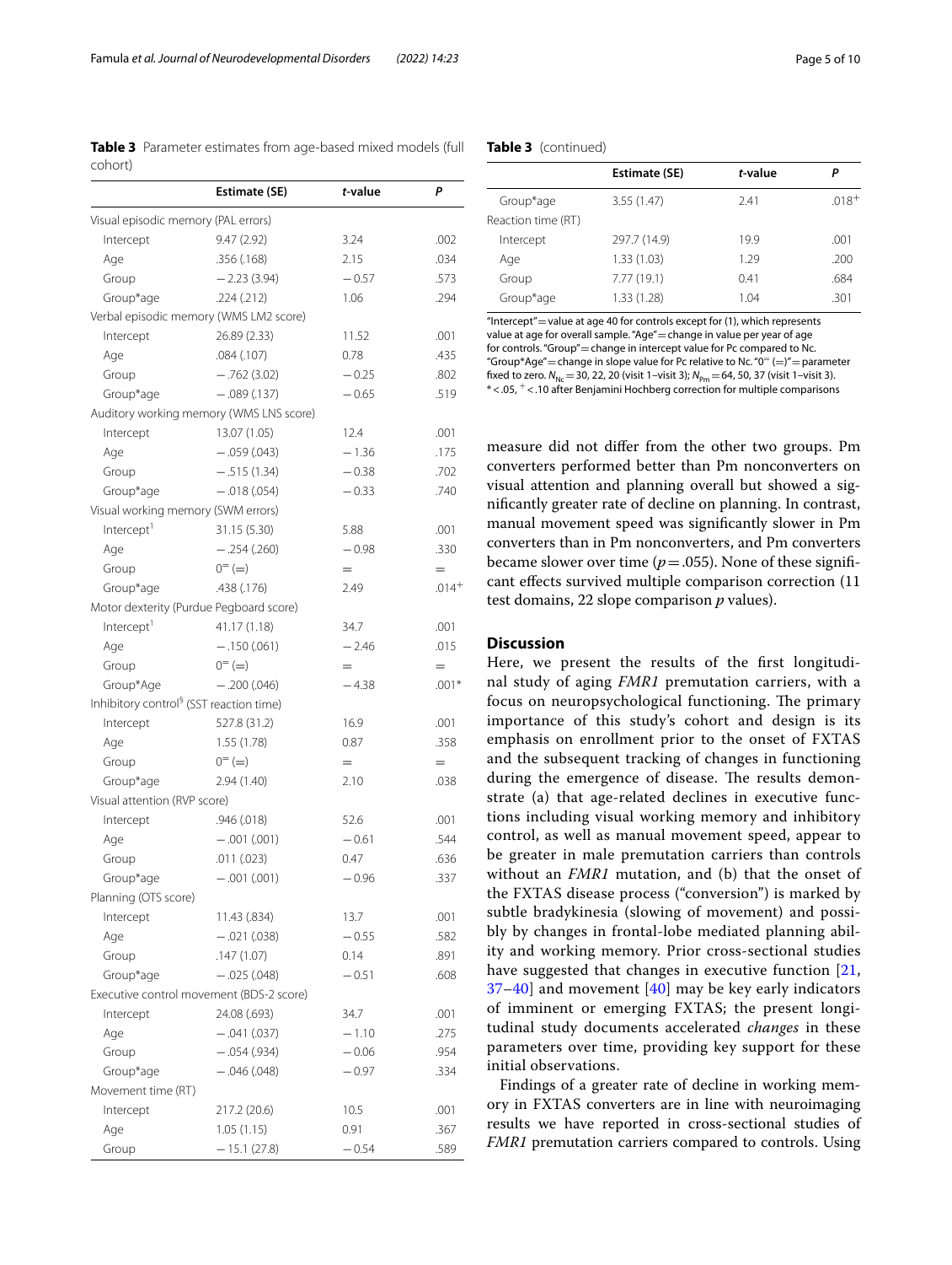**Table 3** Parameter estimates from age-based mixed models (full cohort)

| | Estimate (SE) | *t*-value | *P* |
|---|---|---|---|
| Visual episodic memory (PAL errors) | | | |
| Intercept | 9.47 (2.92) | 3.24 | .002 |
| Age | .356 (.168) | 2.15 | .034 |
| Group | −2.23 (3.94) | −0.57 | .573 |
| Group*age | .224 (.212) | 1.06 | .294 |
| Verbal episodic memory (WMS LM2 score) | | | |
| Intercept | 26.89 (2.33) | 11.52 | .001 |
| Age | .084 (.107) | 0.78 | .435 |
| Group | −.762 (3.02) | −0.25 | .802 |
| Group*age | −.089 (.137) | −0.65 | .519 |
| Auditory working memory (WMS LNS score) | | | |
| Intercept | 13.07 (1.05) | 12.4 | .001 |
| Age | −.059 (.043) | −1.36 | .175 |
| Group | −.515 (1.34) | −0.38 | .702 |
| Group*age | −.018 (.054) | −0.33 | .740 |
| Visual working memory (SWM errors) | | | |
| Intercept[1] | 31.15 (5.30) | 5.88 | .001 |
| Age | −.254 (.260) | −0.98 | .330 |
| Group | $0^{=}$ (=) | = | = |
| Group*age | .438 (.176) | 2.49 | .014[+] |
| Motor dexterity (Purdue Pegboard score) | | | |
| Intercept[1] | 41.17 (1.18) | 34.7 | .001 |
| Age | −.150 (.061) | −2.46 | .015 |
| Group | $0^{=}$ (=) | = | = |
| Group*Age | −.200 (.046) | −4.38 | .001* |
| Inhibitory control[§] (SST reaction time) | | | |
| Intercept | 527.8 (31.2) | 16.9 | .001 |
| Age | 1.55 (1.78) | 0.87 | .358 |
| Group | $0^{=}$ (=) | = | = |
| Group*age | 2.94 (1.40) | 2.10 | .038 |
| Visual attention (RVP score) | | | |
| Intercept | .946 (.018) | 52.6 | .001 |
| Age | −.001 (.001) | −0.61 | .544 |
| Group | .011 (.023) | 0.47 | .636 |
| Group*age | −.001 (.001) | −0.96 | .337 |
| Planning (OTS score) | | | |
| Intercept | 11.43 (.834) | 13.7 | .001 |
| Age | −.021 (.038) | −0.55 | .582 |
| Group | .147 (1.07) | 0.14 | .891 |
| Group*age | −.025 (.048) | −0.51 | .608 |
| Executive control movement (BDS-2 score) | | | |
| Intercept | 24.08 (.693) | 34.7 | .001 |
| Age | −.041 (.037) | −1.10 | .275 |
| Group | −.054 (.934) | −0.06 | .954 |
| Group*age | −.046 (.048) | −0.97 | .334 |
| Movement time (RT) | | | |
| Intercept | 217.2 (20.6) | 10.5 | .001 |
| Age | 1.05 (1.15) | 0.91 | .367 |
| Group | −15.1 (27.8) | −0.54 | .589 |
| Group*age | 3.55 (1.47) | 2.41 | .018[+] |
| Reaction time (RT) | | | |
| Intercept | 297.7 (14.9) | 19.9 | .001 |
| Age | 1.33 (1.03) | 1.29 | .200 |
| Group | 7.77 (19.1) | 0.41 | .684 |
| Group*age | 1.33 (1.28) | 1.04 | .301 |

"Intercept" = value at age 40 for controls except for (1), which represents value at age for overall sample. "Age" = change in value per year of age for controls. "Group" = change in intercept value for Pc compared to Nc. "Group*Age" = change in slope value for Pc relative to Nc. "$0^{=}$ (=)" = parameter fixed to zero. $N_{Nc}$ = 30, 22, 20 (visit 1–visit 3); $N_{Pm}$ = 64, 50, 37 (visit 1–visit 3). * < .05, [+] < .10 after Benjamini Hochberg correction for multiple comparisons

measure did not differ from the other two groups. Pm converters performed better than Pm nonconverters on visual attention and planning overall but showed a significantly greater rate of decline on planning. In contrast, manual movement speed was significantly slower in Pm converters than in Pm nonconverters, and Pm converters became slower over time ($p = .055$). None of these significant effects survived multiple comparison correction (11 test domains, 22 slope comparison *p* values).

## Discussion

Here, we present the results of the first longitudinal study of aging *FMR1* premutation carriers, with a focus on neuropsychological functioning. The primary importance of this study's cohort and design is its emphasis on enrollment prior to the onset of FXTAS and the subsequent tracking of changes in functioning during the emergence of disease. The results demonstrate (a) that age-related declines in executive functions including visual working memory and inhibitory control, as well as manual movement speed, appear to be greater in male premutation carriers than controls without an *FMR1* mutation, and (b) that the onset of the FXTAS disease process ("conversion") is marked by subtle bradykinesia (slowing of movement) and possibly by changes in frontal-lobe mediated planning ability and working memory. Prior cross-sectional studies have suggested that changes in executive function [21, 37–40] and movement [40] may be key early indicators of imminent or emerging FXTAS; the present longitudinal study documents accelerated *changes* in these parameters over time, providing key support for these initial observations.

Findings of a greater rate of decline in working memory in FXTAS converters are in line with neuroimaging results we have reported in cross-sectional studies of *FMR1* premutation carriers compared to controls. Using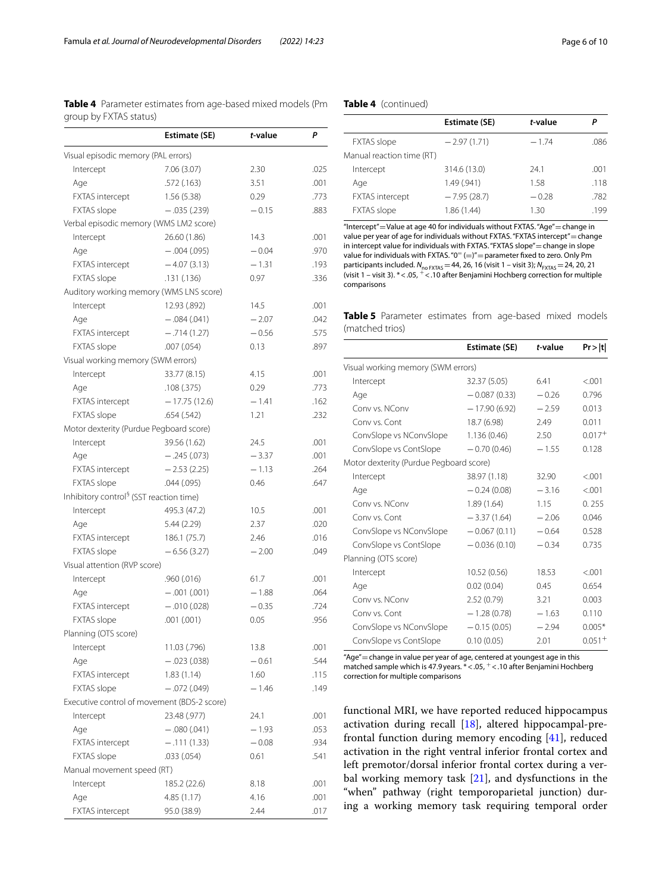**Table 4** Parameter estimates from age-based mixed models (Pm group by FXTAS status)

| | Estimate (SE) | *t*-value | *P* |
|---|---|---|---|
| Visual episodic memory (PAL errors) | | | |
| Intercept | 7.06 (3.07) | 2.30 | .025 |
| Age | .572 (.163) | 3.51 | .001 |
| FXTAS intercept | 1.56 (5.38) | 0.29 | .773 |
| FXTAS slope | −.035 (.239) | −0.15 | .883 |
| Verbal episodic memory (WMS LM2 score) | | | |
| Intercept | 26.60 (1.86) | 14.3 | .001 |
| Age | −.004 (.095) | −0.04 | .970 |
| FXTAS intercept | −4.07 (3.13) | −1.31 | .193 |
| FXTAS slope | .131 (.136) | 0.97 | .336 |
| Auditory working memory (WMS LNS score) | | | |
| Intercept | 12.93 (.892) | 14.5 | .001 |
| Age | −.084 (.041) | −2.07 | .042 |
| FXTAS intercept | −.714 (1.27) | −0.56 | .575 |
| FXTAS slope | .007 (.054) | 0.13 | .897 |
| Visual working memory (SWM errors) | | | |
| Intercept | 33.77 (8.15) | 4.15 | .001 |
| Age | .108 (.375) | 0.29 | .773 |
| FXTAS intercept | −17.75 (12.6) | −1.41 | .162 |
| FXTAS slope | .654 (.542) | 1.21 | .232 |
| Motor dexterity (Purdue Pegboard score) | | | |
| Intercept | 39.56 (1.62) | 24.5 | .001 |
| Age | −.245 (.073) | −3.37 | .001 |
| FXTAS intercept | −2.53 (2.25) | −1.13 | .264 |
| FXTAS slope | .044 (.095) | 0.46 | .647 |
| Inhibitory control[§] (SST reaction time) | | | |
| Intercept | 495.3 (47.2) | 10.5 | .001 |
| Age | 5.44 (2.29) | 2.37 | .020 |
| FXTAS intercept | 186.1 (75.7) | 2.46 | .016 |
| FXTAS slope | −6.56 (3.27) | −2.00 | .049 |
| Visual attention (RVP score) | | | |
| Intercept | .960 (.016) | 61.7 | .001 |
| Age | −.001 (.001) | −1.88 | .064 |
| FXTAS intercept | −.010 (.028) | −0.35 | .724 |
| FXTAS slope | .001 (.001) | 0.05 | .956 |
| Planning (OTS score) | | | |
| Intercept | 11.03 (.796) | 13.8 | .001 |
| Age | −.023 (.038) | −0.61 | .544 |
| FXTAS intercept | 1.83 (1.14) | 1.60 | .115 |
| FXTAS slope | −.072 (.049) | −1.46 | .149 |
| Executive control of movement (BDS-2 score) | | | |
| Intercept | 23.48 (.977) | 24.1 | .001 |
| Age | −.080 (.041) | −1.93 | .053 |
| FXTAS intercept | −.111 (1.33) | −0.08 | .934 |
| FXTAS slope | .033 (.054) | 0.61 | .541 |
| Manual movement speed (RT) | | | |
| Intercept | 185.2 (22.6) | 8.18 | .001 |
| Age | 4.85 (1.17) | 4.16 | .001 |
| FXTAS intercept | 95.0 (38.9) | 2.44 | .017 |
| FXTAS slope | −2.97 (1.71) | −1.74 | .086 |
| Manual reaction time (RT) | | | |
| Intercept | 314.6 (13.0) | 24.1 | .001 |
| Age | 1.49 (.941) | 1.58 | .118 |
| FXTAS intercept | −7.95 (28.7) | −0.28 | .782 |
| FXTAS slope | 1.86 (1.44) | 1.30 | .199 |

"Intercept" = Value at age 40 for individuals without FXTAS. "Age" = change in value per year of age for individuals without FXTAS. "FXTAS intercept" = change in intercept value for individuals with FXTAS. "FXTAS slope" = change in slope value for individuals with FXTAS. "0= (=)" = parameter fixed to zero. Only Pm participants included. $N_{\text{no FXTAS}}$ = 44, 26, 16 (visit 1 – visit 3); $N_{\text{FXTAS}}$ = 24, 20, 21 (visit 1 – visit 3). * < .05, + < .10 after Benjamini Hochberg correction for multiple comparisons

**Table 5** Parameter estimates from age-based mixed models (matched trios)

| | Estimate (SE) | *t*-value | Pr > \|t\| |
|---|---|---|---|
| Visual working memory (SWM errors) | | | |
| Intercept | 32.37 (5.05) | 6.41 | <.001 |
| Age | −0.087 (0.33) | −0.26 | 0.796 |
| Conv vs. NConv | −17.90 (6.92) | −2.59 | 0.013 |
| Conv vs. Cont | 18.7 (6.98) | 2.49 | 0.011 |
| ConvSlope vs NConvSlope | 1.136 (0.46) | 2.50 | 0.017+ |
| ConvSlope vs ContSlope | −0.70 (0.46) | −1.55 | 0.128 |
| Motor dexterity (Purdue Pegboard score) | | | |
| Intercept | 38.97 (1.18) | 32.90 | <.001 |
| Age | −0.24 (0.08) | −3.16 | <.001 |
| Conv vs. NConv | 1.89 (1.64) | 1.15 | 0. 255 |
| Conv vs. Cont | −3.37 (1.64) | −2.06 | 0.046 |
| ConvSlope vs NConvSlope | −0.067 (0.11) | −0.64 | 0.528 |
| ConvSlope vs ContSlope | −0.036 (0.10) | −0.34 | 0.735 |
| Planning (OTS score) | | | |
| Intercept | 10.52 (0.56) | 18.53 | <.001 |
| Age | 0.02 (0.04) | 0.45 | 0.654 |
| Conv vs. NConv | 2.52 (0.79) | 3.21 | 0.003 |
| Conv vs. Cont | −1.28 (0.78) | −1.63 | 0.110 |
| ConvSlope vs NConvSlope | −0.15 (0.05) | −2.94 | 0.005* |
| ConvSlope vs ContSlope | 0.10 (0.05) | 2.01 | 0.051+ |

"Age" = change in value per year of age, centered at youngest age in this matched sample which is 47.9 years. * < .05, + < .10 after Benjamini Hochberg correction for multiple comparisons

functional MRI, we have reported reduced hippocampus activation during recall [18], altered hippocampal-prefrontal function during memory encoding [41], reduced activation in the right ventral inferior frontal cortex and left premotor/dorsal inferior frontal cortex during a verbal working memory task [21], and dysfunctions in the "when" pathway (right temporoparietal junction) during a working memory task requiring temporal order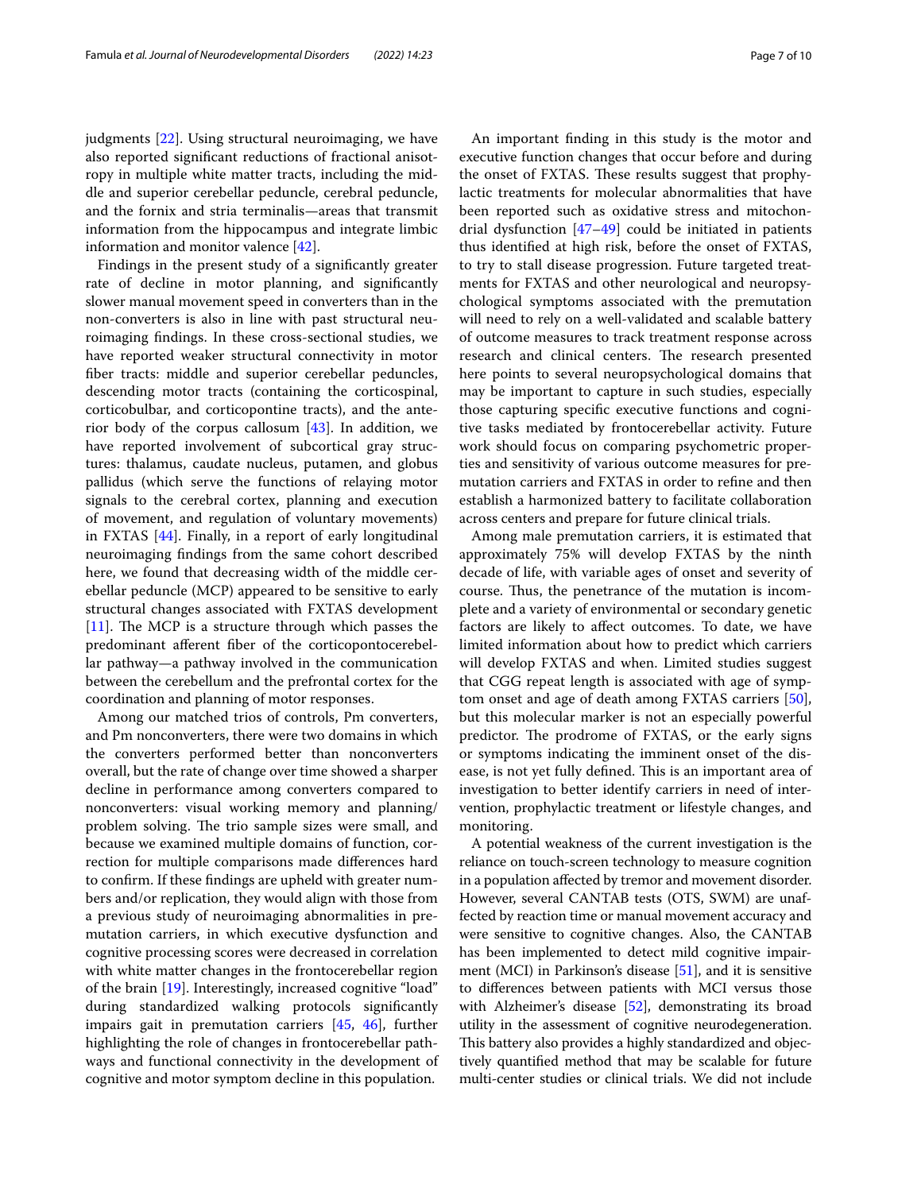judgments [22]. Using structural neuroimaging, we have also reported significant reductions of fractional anisotropy in multiple white matter tracts, including the middle and superior cerebellar peduncle, cerebral peduncle, and the fornix and stria terminalis—areas that transmit information from the hippocampus and integrate limbic information and monitor valence [42].

Findings in the present study of a significantly greater rate of decline in motor planning, and significantly slower manual movement speed in converters than in the non-converters is also in line with past structural neuroimaging findings. In these cross-sectional studies, we have reported weaker structural connectivity in motor fiber tracts: middle and superior cerebellar peduncles, descending motor tracts (containing the corticospinal, corticobulbar, and corticopontine tracts), and the anterior body of the corpus callosum [43]. In addition, we have reported involvement of subcortical gray structures: thalamus, caudate nucleus, putamen, and globus pallidus (which serve the functions of relaying motor signals to the cerebral cortex, planning and execution of movement, and regulation of voluntary movements) in FXTAS [44]. Finally, in a report of early longitudinal neuroimaging findings from the same cohort described here, we found that decreasing width of the middle cerebellar peduncle (MCP) appeared to be sensitive to early structural changes associated with FXTAS development [11]. The MCP is a structure through which passes the predominant afferent fiber of the corticopontocerebellar pathway—a pathway involved in the communication between the cerebellum and the prefrontal cortex for the coordination and planning of motor responses.

Among our matched trios of controls, Pm converters, and Pm nonconverters, there were two domains in which the converters performed better than nonconverters overall, but the rate of change over time showed a sharper decline in performance among converters compared to nonconverters: visual working memory and planning/problem solving. The trio sample sizes were small, and because we examined multiple domains of function, correction for multiple comparisons made differences hard to confirm. If these findings are upheld with greater numbers and/or replication, they would align with those from a previous study of neuroimaging abnormalities in premutation carriers, in which executive dysfunction and cognitive processing scores were decreased in correlation with white matter changes in the frontocerebellar region of the brain [19]. Interestingly, increased cognitive "load" during standardized walking protocols significantly impairs gait in premutation carriers [45, 46], further highlighting the role of changes in frontocerebellar pathways and functional connectivity in the development of cognitive and motor symptom decline in this population.

An important finding in this study is the motor and executive function changes that occur before and during the onset of FXTAS. These results suggest that prophylactic treatments for molecular abnormalities that have been reported such as oxidative stress and mitochondrial dysfunction [47–49] could be initiated in patients thus identified at high risk, before the onset of FXTAS, to try to stall disease progression. Future targeted treatments for FXTAS and other neurological and neuropsychological symptoms associated with the premutation will need to rely on a well-validated and scalable battery of outcome measures to track treatment response across research and clinical centers. The research presented here points to several neuropsychological domains that may be important to capture in such studies, especially those capturing specific executive functions and cognitive tasks mediated by frontocerebellar activity. Future work should focus on comparing psychometric properties and sensitivity of various outcome measures for premutation carriers and FXTAS in order to refine and then establish a harmonized battery to facilitate collaboration across centers and prepare for future clinical trials.

Among male premutation carriers, it is estimated that approximately 75% will develop FXTAS by the ninth decade of life, with variable ages of onset and severity of course. Thus, the penetrance of the mutation is incomplete and a variety of environmental or secondary genetic factors are likely to affect outcomes. To date, we have limited information about how to predict which carriers will develop FXTAS and when. Limited studies suggest that CGG repeat length is associated with age of symptom onset and age of death among FXTAS carriers [50], but this molecular marker is not an especially powerful predictor. The prodrome of FXTAS, or the early signs or symptoms indicating the imminent onset of the disease, is not yet fully defined. This is an important area of investigation to better identify carriers in need of intervention, prophylactic treatment or lifestyle changes, and monitoring.

A potential weakness of the current investigation is the reliance on touch-screen technology to measure cognition in a population affected by tremor and movement disorder. However, several CANTAB tests (OTS, SWM) are unaffected by reaction time or manual movement accuracy and were sensitive to cognitive changes. Also, the CANTAB has been implemented to detect mild cognitive impairment (MCI) in Parkinson's disease [51], and it is sensitive to differences between patients with MCI versus those with Alzheimer's disease [52], demonstrating its broad utility in the assessment of cognitive neurodegeneration. This battery also provides a highly standardized and objectively quantified method that may be scalable for future multi-center studies or clinical trials. We did not include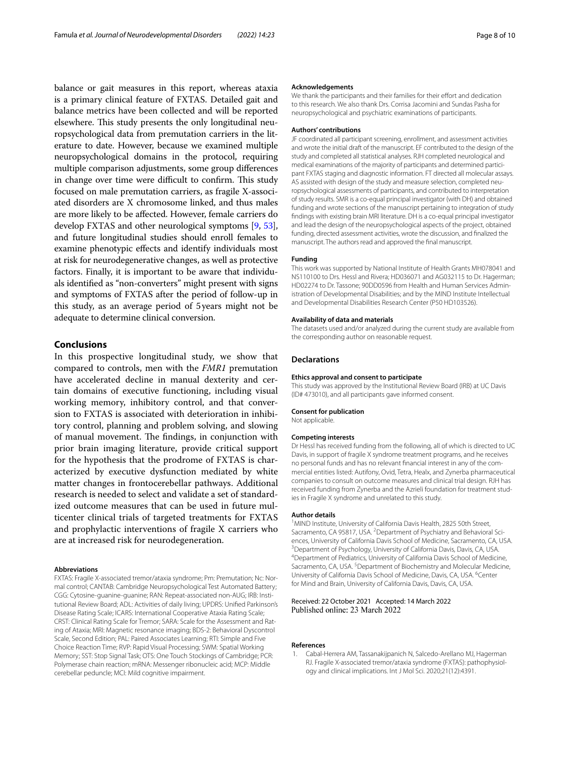balance or gait measures in this report, whereas ataxia is a primary clinical feature of FXTAS. Detailed gait and balance metrics have been collected and will be reported elsewhere. This study presents the only longitudinal neuropsychological data from premutation carriers in the literature to date. However, because we examined multiple neuropsychological domains in the protocol, requiring multiple comparison adjustments, some group differences in change over time were difficult to confirm. This study focused on male premutation carriers, as fragile X-associated disorders are X chromosome linked, and thus males are more likely to be affected. However, female carriers do develop FXTAS and other neurological symptoms [9, 53], and future longitudinal studies should enroll females to examine phenotypic effects and identify individuals most at risk for neurodegenerative changes, as well as protective factors. Finally, it is important to be aware that individuals identified as "non-converters" might present with signs and symptoms of FXTAS after the period of follow-up in this study, as an average period of 5 years might not be adequate to determine clinical conversion.

## Conclusions

In this prospective longitudinal study, we show that compared to controls, men with the *FMR1* premutation have accelerated decline in manual dexterity and certain domains of executive functioning, including visual working memory, inhibitory control, and that conversion to FXTAS is associated with deterioration in inhibitory control, planning and problem solving, and slowing of manual movement. The findings, in conjunction with prior brain imaging literature, provide critical support for the hypothesis that the prodrome of FXTAS is characterized by executive dysfunction mediated by white matter changes in frontocerebellar pathways. Additional research is needed to select and validate a set of standardized outcome measures that can be used in future multicenter clinical trials of targeted treatments for FXTAS and prophylactic interventions of fragile X carriers who are at increased risk for neurodegeneration.

#### Abbreviations

FXTAS: Fragile X-associated tremor/ataxia syndrome; Pm: Premutation; Nc: Normal control; CANTAB: Cambridge Neuropsychological Test Automated Battery; CGG: Cytosine-guanine-guanine; RAN: Repeat-associated non-AUG; IRB: Institutional Review Board; ADL: Activities of daily living; UPDRS: Unified Parkinson's Disease Rating Scale; ICARS: International Cooperative Ataxia Rating Scale; CRST: Clinical Rating Scale for Tremor; SARA: Scale for the Assessment and Rating of Ataxia; MRI: Magnetic resonance imaging; BDS-2: Behavioral Dyscontrol Scale, Second Edition; PAL: Paired Associates Learning; RTI: Simple and Five Choice Reaction Time; RVP: Rapid Visual Processing; SWM: Spatial Working Memory; SST: Stop Signal Task; OTS: One Touch Stockings of Cambridge; PCR: Polymerase chain reaction; mRNA: Messenger ribonucleic acid; MCP: Middle cerebellar peduncle; MCI: Mild cognitive impairment.

#### Acknowledgements

We thank the participants and their families for their effort and dedication to this research. We also thank Drs. Corrisa Jacomini and Sundas Pasha for neuropsychological and psychiatric examinations of participants.

#### Authors' contributions

JF coordinated all participant screening, enrollment, and assessment activities and wrote the initial draft of the manuscript. EF contributed to the design of the study and completed all statistical analyses. RJH completed neurological and medical examinations of the majority of participants and determined participant FXTAS staging and diagnostic information. FT directed all molecular assays. AS assisted with design of the study and measure selection, completed neuropsychological assessments of participants, and contributed to interpretation of study results. SMR is a co-equal principal investigator (with DH) and obtained funding and wrote sections of the manuscript pertaining to integration of study findings with existing brain MRI literature. DH is a co-equal principal investigator and lead the design of the neuropsychological aspects of the project, obtained funding, directed assessment activities, wrote the discussion, and finalized the manuscript. The authors read and approved the final manuscript.

#### Funding

This work was supported by National Institute of Health Grants MH078041 and NS110100 to Drs. Hessl and Rivera; HD036071 and AG032115 to Dr. Hagerman; HD02274 to Dr. Tassone; 90DD0596 from Health and Human Services Administration of Developmental Disabilities; and by the MIND Institute Intellectual and Developmental Disabilities Research Center (P50 HD103526).

#### Availability of data and materials

The datasets used and/or analyzed during the current study are available from the corresponding author on reasonable request.

## Declarations

#### Ethics approval and consent to participate

This study was approved by the Institutional Review Board (IRB) at UC Davis (ID# 473010), and all participants gave informed consent.

#### Consent for publication

Not applicable.

#### Competing interests

Dr Hessl has received funding from the following, all of which is directed to UC Davis, in support of fragile X syndrome treatment programs, and he receives no personal funds and has no relevant financial interest in any of the commercial entities listed: Autifony, Ovid, Tetra, Healx, and Zynerba pharmaceutical companies to consult on outcome measures and clinical trial design. RJH has received funding from Zynerba and the Azrieli foundation for treatment studies in Fragile X syndrome and unrelated to this study.

#### Author details

[1]MIND Institute, University of California Davis Health, 2825 50th Street, Sacramento, CA 95817, USA. [2]Department of Psychiatry and Behavioral Sciences, University of California Davis School of Medicine, Sacramento, CA, USA. [3]Department of Psychology, University of California Davis, Davis, CA, USA. [4]Department of Pediatrics, University of California Davis School of Medicine, Sacramento, CA, USA. [5]Department of Biochemistry and Molecular Medicine, University of California Davis School of Medicine, Davis, CA, USA. [6]Center for Mind and Brain, University of California Davis, Davis, CA, USA.

Received: 22 October 2021 Accepted: 14 March 2022
Published online: 23 March 2022

#### References

1. Cabal-Herrera AM, Tassanakijpanich N, Salcedo-Arellano MJ, Hagerman RJ. Fragile X-associated tremor/ataxia syndrome (FXTAS): pathophysiology and clinical implications. Int J Mol Sci. 2020;21(12):4391.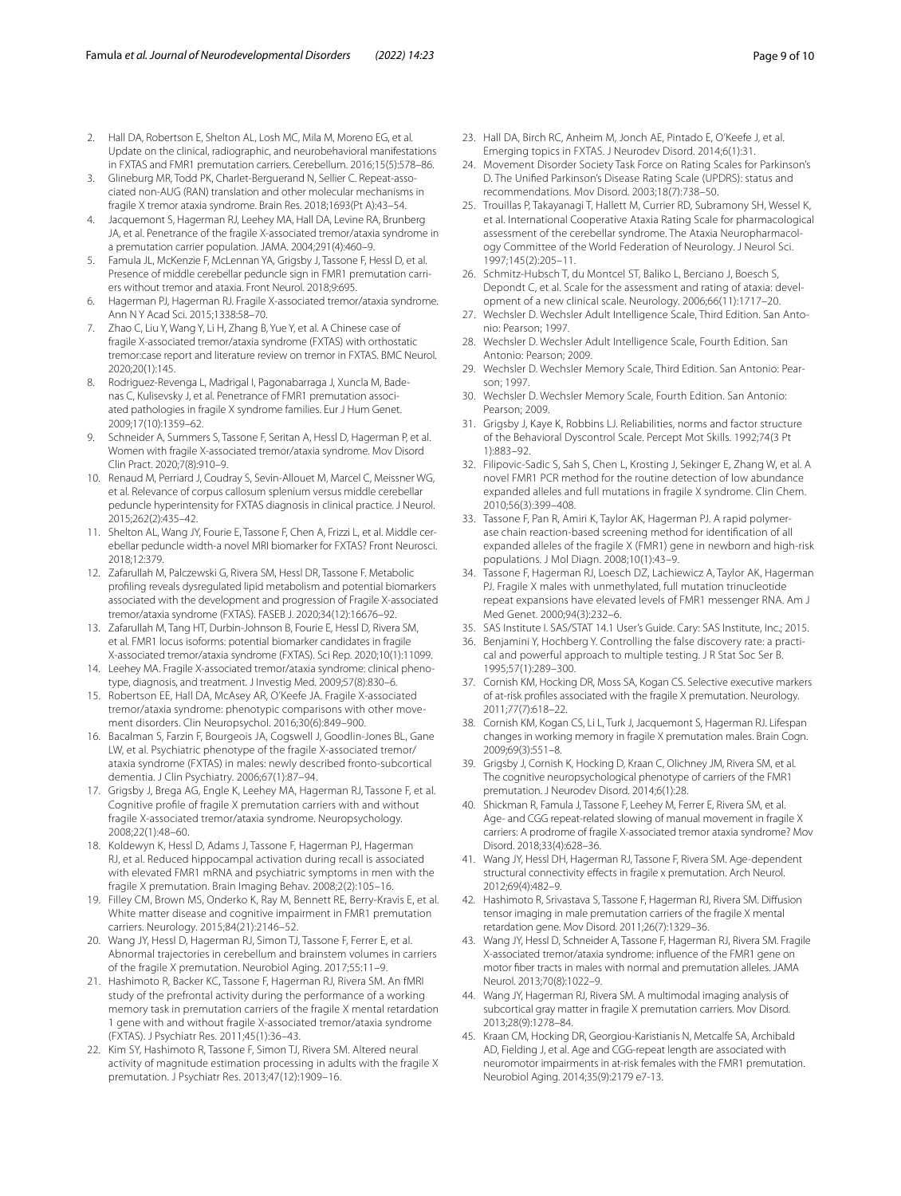2. Hall DA, Robertson E, Shelton AL, Losh MC, Mila M, Moreno EG, et al. Update on the clinical, radiographic, and neurobehavioral manifestations in FXTAS and FMR1 premutation carriers. Cerebellum. 2016;15(5):578–86.
3. Glineburg MR, Todd PK, Charlet-Berguerand N, Sellier C. Repeat-associated non-AUG (RAN) translation and other molecular mechanisms in fragile X tremor ataxia syndrome. Brain Res. 2018;1693(Pt A):43–54.
4. Jacquemont S, Hagerman RJ, Leehey MA, Hall DA, Levine RA, Brunberg JA, et al. Penetrance of the fragile X-associated tremor/ataxia syndrome in a premutation carrier population. JAMA. 2004;291(4):460–9.
5. Famula JL, McKenzie F, McLennan YA, Grigsby J, Tassone F, Hessl D, et al. Presence of middle cerebellar peduncle sign in FMR1 premutation carriers without tremor and ataxia. Front Neurol. 2018;9:695.
6. Hagerman PJ, Hagerman RJ. Fragile X-associated tremor/ataxia syndrome. Ann N Y Acad Sci. 2015;1338:58–70.
7. Zhao C, Liu Y, Wang Y, Li H, Zhang B, Yue Y, et al. A Chinese case of fragile X-associated tremor/ataxia syndrome (FXTAS) with orthostatic tremor:case report and literature review on tremor in FXTAS. BMC Neurol. 2020;20(1):145.
8. Rodriguez-Revenga L, Madrigal I, Pagonabarraga J, Xuncla M, Badenas C, Kulisevsky J, et al. Penetrance of FMR1 premutation associated pathologies in fragile X syndrome families. Eur J Hum Genet. 2009;17(10):1359–62.
9. Schneider A, Summers S, Tassone F, Seritan A, Hessl D, Hagerman P, et al. Women with fragile X-associated tremor/ataxia syndrome. Mov Disord Clin Pract. 2020;7(8):910–9.
10. Renaud M, Perriard J, Coudray S, Sevin-Allouet M, Marcel C, Meissner WG, et al. Relevance of corpus callosum splenium versus middle cerebellar peduncle hyperintensity for FXTAS diagnosis in clinical practice. J Neurol. 2015;262(2):435–42.
11. Shelton AL, Wang JY, Fourie E, Tassone F, Chen A, Frizzi L, et al. Middle cerebellar peduncle width-a novel MRI biomarker for FXTAS? Front Neurosci. 2018;12:379.
12. Zafarullah M, Palczewski G, Rivera SM, Hessl DR, Tassone F. Metabolic profiling reveals dysregulated lipid metabolism and potential biomarkers associated with the development and progression of Fragile X-associated tremor/ataxia syndrome (FXTAS). FASEB J. 2020;34(12):16676–92.
13. Zafarullah M, Tang HT, Durbin-Johnson B, Fourie E, Hessl D, Rivera SM, et al. FMR1 locus isoforms: potential biomarker candidates in fragile X-associated tremor/ataxia syndrome (FXTAS). Sci Rep. 2020;10(1):11099.
14. Leehey MA. Fragile X-associated tremor/ataxia syndrome: clinical phenotype, diagnosis, and treatment. J Investig Med. 2009;57(8):830–6.
15. Robertson EE, Hall DA, McAsey AR, O'Keefe JA. Fragile X-associated tremor/ataxia syndrome: phenotypic comparisons with other movement disorders. Clin Neuropsychol. 2016;30(6):849–900.
16. Bacalman S, Farzin F, Bourgeois JA, Cogswell J, Goodlin-Jones BL, Gane LW, et al. Psychiatric phenotype of the fragile X-associated tremor/ataxia syndrome (FXTAS) in males: newly described fronto-subcortical dementia. J Clin Psychiatry. 2006;67(1):87–94.
17. Grigsby J, Brega AG, Engle K, Leehey MA, Hagerman RJ, Tassone F, et al. Cognitive profile of fragile X premutation carriers with and without fragile X-associated tremor/ataxia syndrome. Neuropsychology. 2008;22(1):48–60.
18. Koldewyn K, Hessl D, Adams J, Tassone F, Hagerman PJ, Hagerman RJ, et al. Reduced hippocampal activation during recall is associated with elevated FMR1 mRNA and psychiatric symptoms in men with the fragile X premutation. Brain Imaging Behav. 2008;2(2):105–16.
19. Filley CM, Brown MS, Onderko K, Ray M, Bennett RE, Berry-Kravis E, et al. White matter disease and cognitive impairment in FMR1 premutation carriers. Neurology. 2015;84(21):2146–52.
20. Wang JY, Hessl D, Hagerman RJ, Simon TJ, Tassone F, Ferrer E, et al. Abnormal trajectories in cerebellum and brainstem volumes in carriers of the fragile X premutation. Neurobiol Aging. 2017;55:11–9.
21. Hashimoto R, Backer KC, Tassone F, Hagerman RJ, Rivera SM. An fMRI study of the prefrontal activity during the performance of a working memory task in premutation carriers of the fragile X mental retardation 1 gene with and without fragile X-associated tremor/ataxia syndrome (FXTAS). J Psychiatr Res. 2011;45(1):36–43.
22. Kim SY, Hashimoto R, Tassone F, Simon TJ, Rivera SM. Altered neural activity of magnitude estimation processing in adults with the fragile X premutation. J Psychiatr Res. 2013;47(12):1909–16.
23. Hall DA, Birch RC, Anheim M, Jonch AE, Pintado E, O'Keefe J, et al. Emerging topics in FXTAS. J Neurodev Disord. 2014;6(1):31.
24. Movement Disorder Society Task Force on Rating Scales for Parkinson's D. The Unified Parkinson's Disease Rating Scale (UPDRS): status and recommendations. Mov Disord. 2003;18(7):738–50.
25. Trouillas P, Takayanagi T, Hallett M, Currier RD, Subramony SH, Wessel K, et al. International Cooperative Ataxia Rating Scale for pharmacological assessment of the cerebellar syndrome. The Ataxia Neuropharmacology Committee of the World Federation of Neurology. J Neurol Sci. 1997;145(2):205–11.
26. Schmitz-Hubsch T, du Montcel ST, Baliko L, Berciano J, Boesch S, Depondt C, et al. Scale for the assessment and rating of ataxia: development of a new clinical scale. Neurology. 2006;66(11):1717–20.
27. Wechsler D. Wechsler Adult Intelligence Scale, Third Edition. San Antonio: Pearson; 1997.
28. Wechsler D. Wechsler Adult Intelligence Scale, Fourth Edition. San Antonio: Pearson; 2009.
29. Wechsler D. Wechsler Memory Scale, Third Edition. San Antonio: Pearson; 1997.
30. Wechsler D. Wechsler Memory Scale, Fourth Edition. San Antonio: Pearson; 2009.
31. Grigsby J, Kaye K, Robbins LJ. Reliabilities, norms and factor structure of the Behavioral Dyscontrol Scale. Percept Mot Skills. 1992;74(3 Pt 1):883–92.
32. Filipovic-Sadic S, Sah S, Chen L, Krosting J, Sekinger E, Zhang W, et al. A novel FMR1 PCR method for the routine detection of low abundance expanded alleles and full mutations in fragile X syndrome. Clin Chem. 2010;56(3):399–408.
33. Tassone F, Pan R, Amiri K, Taylor AK, Hagerman PJ. A rapid polymerase chain reaction-based screening method for identification of all expanded alleles of the fragile X (FMR1) gene in newborn and high-risk populations. J Mol Diagn. 2008;10(1):43–9.
34. Tassone F, Hagerman RJ, Loesch DZ, Lachiewicz A, Taylor AK, Hagerman PJ. Fragile X males with unmethylated, full mutation trinucleotide repeat expansions have elevated levels of FMR1 messenger RNA. Am J Med Genet. 2000;94(3):232–6.
35. SAS Institute I. SAS/STAT 14.1 User's Guide. Cary: SAS Institute, Inc.; 2015.
36. Benjamini Y, Hochberg Y. Controlling the false discovery rate: a practical and powerful approach to multiple testing. J R Stat Soc Ser B. 1995;57(1):289–300.
37. Cornish KM, Hocking DR, Moss SA, Kogan CS. Selective executive markers of at-risk profiles associated with the fragile X premutation. Neurology. 2011;77(7):618–22.
38. Cornish KM, Kogan CS, Li L, Turk J, Jacquemont S, Hagerman RJ. Lifespan changes in working memory in fragile X premutation males. Brain Cogn. 2009;69(3):551–8.
39. Grigsby J, Cornish K, Hocking D, Kraan C, Olichney JM, Rivera SM, et al. The cognitive neuropsychological phenotype of carriers of the FMR1 premutation. J Neurodev Disord. 2014;6(1):28.
40. Shickman R, Famula J, Tassone F, Leehey M, Ferrer E, Rivera SM, et al. Age- and CGG repeat-related slowing of manual movement in fragile X carriers: A prodrome of fragile X-associated tremor ataxia syndrome? Mov Disord. 2018;33(4):628–36.
41. Wang JY, Hessl DH, Hagerman RJ, Tassone F, Rivera SM. Age-dependent structural connectivity effects in fragile x premutation. Arch Neurol. 2012;69(4):482–9.
42. Hashimoto R, Srivastava S, Tassone F, Hagerman RJ, Rivera SM. Diffusion tensor imaging in male premutation carriers of the fragile X mental retardation gene. Mov Disord. 2011;26(7):1329–36.
43. Wang JY, Hessl D, Schneider A, Tassone F, Hagerman RJ, Rivera SM. Fragile X-associated tremor/ataxia syndrome: influence of the FMR1 gene on motor fiber tracts in males with normal and premutation alleles. JAMA Neurol. 2013;70(8):1022–9.
44. Wang JY, Hagerman RJ, Rivera SM. A multimodal imaging analysis of subcortical gray matter in fragile X premutation carriers. Mov Disord. 2013;28(9):1278–84.
45. Kraan CM, Hocking DR, Georgiou-Karistianis N, Metcalfe SA, Archibald AD, Fielding J, et al. Age and CGG-repeat length are associated with neuromotor impairments in at-risk females with the FMR1 premutation. Neurobiol Aging. 2014;35(9):2179 e7-13.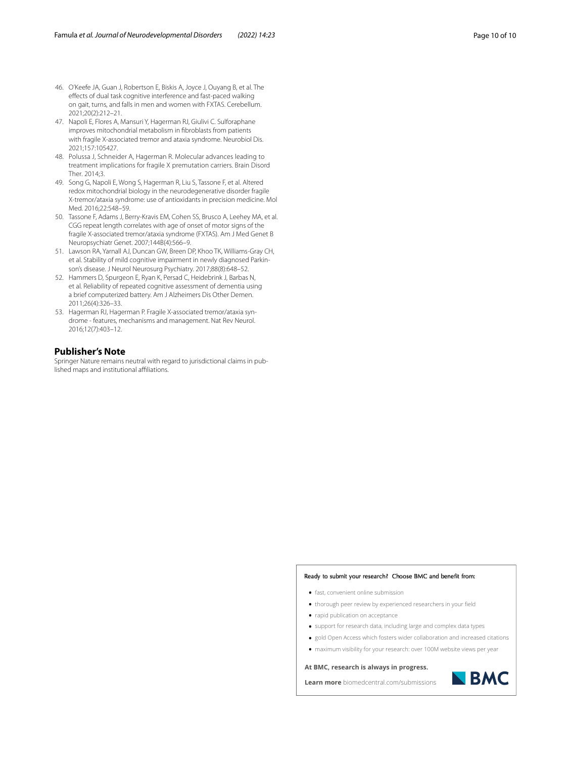46. O'Keefe JA, Guan J, Robertson E, Biskis A, Joyce J, Ouyang B, et al. The effects of dual task cognitive interference and fast-paced walking on gait, turns, and falls in men and women with FXTAS. Cerebellum. 2021;20(2):212–21.
47. Napoli E, Flores A, Mansuri Y, Hagerman RJ, Giulivi C. Sulforaphane improves mitochondrial metabolism in fibroblasts from patients with fragile X-associated tremor and ataxia syndrome. Neurobiol Dis. 2021;157:105427.
48. Polussa J, Schneider A, Hagerman R. Molecular advances leading to treatment implications for fragile X premutation carriers. Brain Disord Ther. 2014;3.
49. Song G, Napoli E, Wong S, Hagerman R, Liu S, Tassone F, et al. Altered redox mitochondrial biology in the neurodegenerative disorder fragile X-tremor/ataxia syndrome: use of antioxidants in precision medicine. Mol Med. 2016;22:548–59.
50. Tassone F, Adams J, Berry-Kravis EM, Cohen SS, Brusco A, Leehey MA, et al. CGG repeat length correlates with age of onset of motor signs of the fragile X-associated tremor/ataxia syndrome (FXTAS). Am J Med Genet B Neuropsychiatr Genet. 2007;144B(4):566–9.
51. Lawson RA, Yarnall AJ, Duncan GW, Breen DP, Khoo TK, Williams-Gray CH, et al. Stability of mild cognitive impairment in newly diagnosed Parkinson's disease. J Neurol Neurosurg Psychiatry. 2017;88(8):648–52.
52. Hammers D, Spurgeon E, Ryan K, Persad C, Heidebrink J, Barbas N, et al. Reliability of repeated cognitive assessment of dementia using a brief computerized battery. Am J Alzheimers Dis Other Demen. 2011;26(4):326–33.
53. Hagerman RJ, Hagerman P. Fragile X-associated tremor/ataxia syndrome - features, mechanisms and management. Nat Rev Neurol. 2016;12(7):403–12.

## Publisher's Note

Springer Nature remains neutral with regard to jurisdictional claims in published maps and institutional affiliations.

Ready to submit your research? Choose BMC and benefit from:

- fast, convenient online submission
- thorough peer review by experienced researchers in your field
- rapid publication on acceptance
- support for research data, including large and complex data types
- gold Open Access which fosters wider collaboration and increased citations
- maximum visibility for your research: over 100M website views per year

**At BMC, research is always in progress.**

**Learn more** biomedcentral.com/submissions

BMC